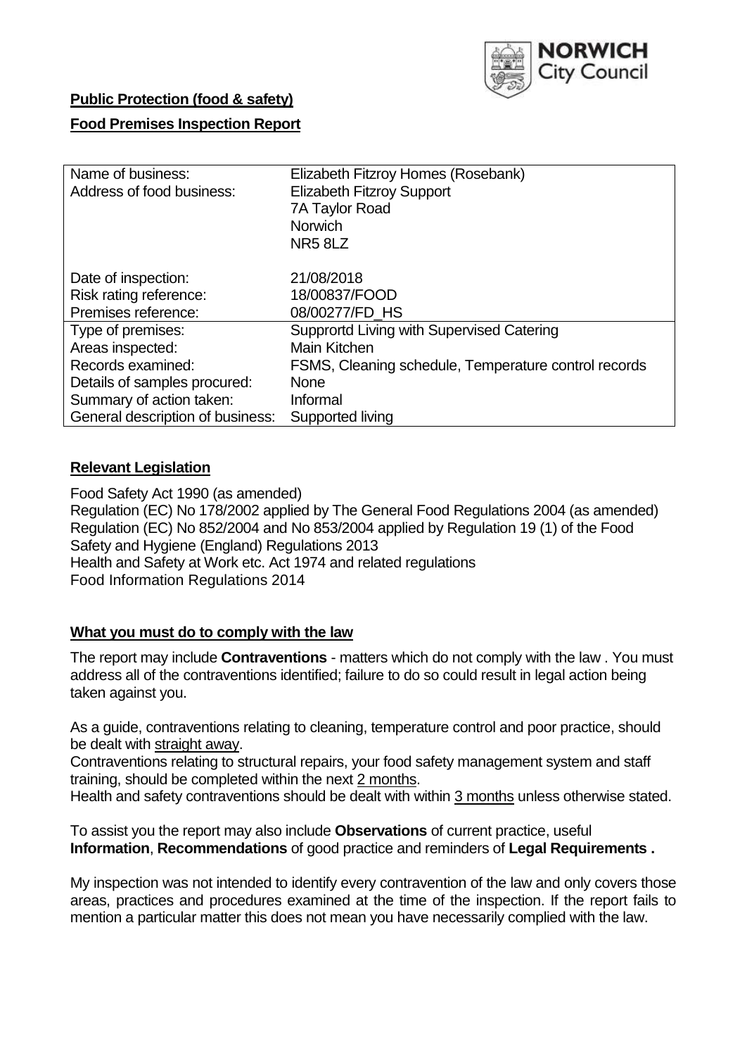**Public Protection (food & safety)**

**Food Premises Inspection Report**

| | |
|---|---|
| Name of business: | Elizabeth Fitzroy Homes (Rosebank) |
| Address of food business: | Elizabeth Fitzroy Support<br>7A Taylor Road<br>Norwich<br>NR5 8LZ |
| Date of inspection: | 21/08/2018 |
| Risk rating reference: | 18/00837/FOOD |
| Premises reference: | 08/00277/FD_HS |
| Type of premises: | Supprortd Living with Supervised Catering |
| Areas inspected: | Main Kitchen |
| Records examined: | FSMS, Cleaning schedule, Temperature control records |
| Details of samples procured: | None |
| Summary of action taken: | Informal |
| General description of business: | Supported living |

**Relevant Legislation**

Food Safety Act 1990 (as amended)
Regulation (EC) No 178/2002 applied by The General Food Regulations 2004 (as amended)
Regulation (EC) No 852/2004 and No 853/2004 applied by Regulation 19 (1) of the Food Safety and Hygiene (England) Regulations 2013
Health and Safety at Work etc. Act 1974 and related regulations
Food Information Regulations 2014

**What you must do to comply with the law**

The report may include **Contraventions** - matters which do not comply with the law . You must address all of the contraventions identified; failure to do so could result in legal action being taken against you.

As a guide, contraventions relating to cleaning, temperature control and poor practice, should be dealt with straight away.
Contraventions relating to structural repairs, your food safety management system and staff training, should be completed within the next 2 months.
Health and safety contraventions should be dealt with within 3 months unless otherwise stated.

To assist you the report may also include **Observations** of current practice, useful **Information**, **Recommendations** of good practice and reminders of **Legal Requirements .**

My inspection was not intended to identify every contravention of the law and only covers those areas, practices and procedures examined at the time of the inspection. If the report fails to mention a particular matter this does not mean you have necessarily complied with the law.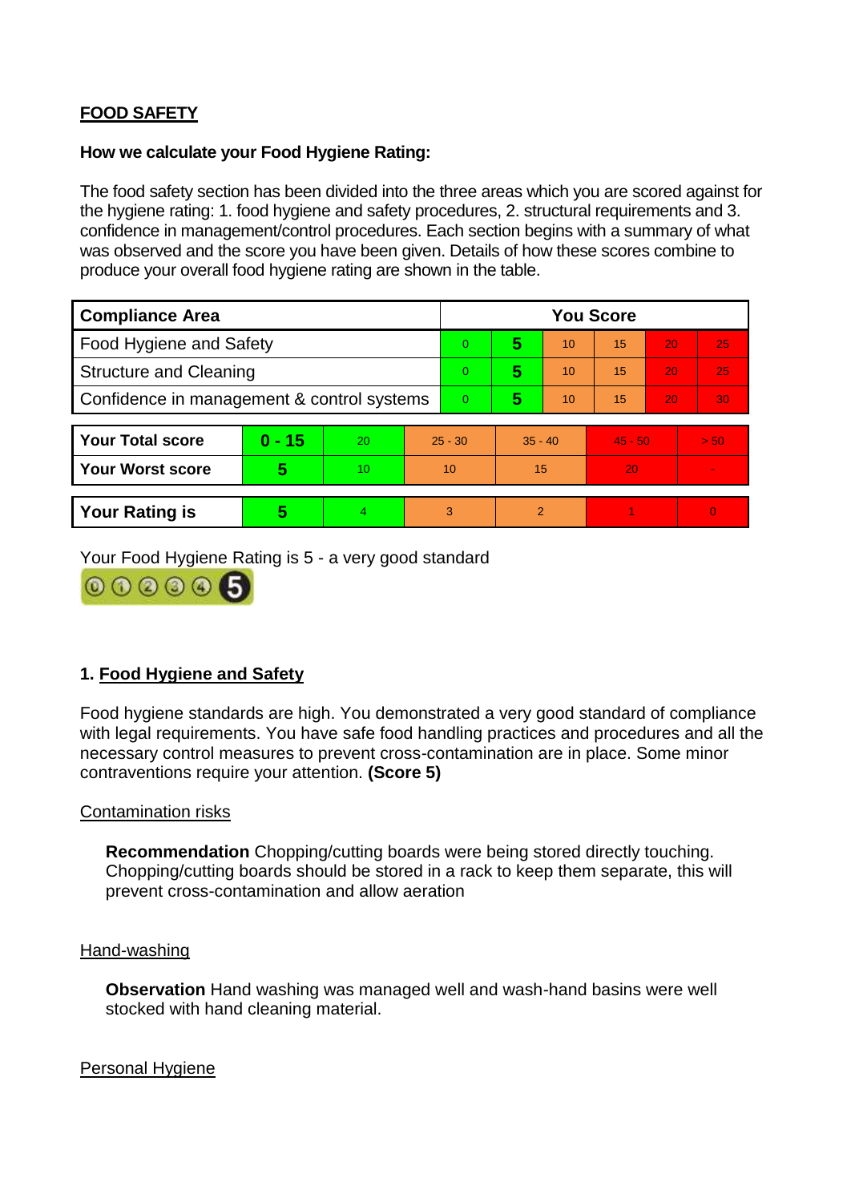## FOOD SAFETY

**How we calculate your Food Hygiene Rating:**

The food safety section has been divided into the three areas which you are scored against for the hygiene rating: 1. food hygiene and safety procedures, 2. structural requirements and 3. confidence in management/control procedures. Each section begins with a summary of what was observed and the score you have been given. Details of how these scores combine to produce your overall food hygiene rating are shown in the table.

| Compliance Area | You Score | | | | | |
|---|---|---|---|---|---|---|
| Food Hygiene and Safety | 0 | **5** | 10 | 15 | 20 | 25 |
| Structure and Cleaning | 0 | **5** | 10 | 15 | 20 | 25 |
| Confidence in management & control systems | 0 | **5** | 10 | 15 | 20 | 30 |

| | | | | | | |
|---|---|---|---|---|---|---|
| **Your Total score** | **0 - 15** | 20 | 25 - 30 | 35 - 40 | 45 - 50 | > 50 |
| **Your Worst score** | **5** | 10 | 10 | 15 | 20 | - |

| | | | | | | |
|---|---|---|---|---|---|---|
| **Your Rating is** | **5** | 4 | 3 | 2 | 1 | 0 |

Your Food Hygiene Rating is 5 - a very good standard

## 1. Food Hygiene and Safety

Food hygiene standards are high. You demonstrated a very good standard of compliance with legal requirements. You have safe food handling practices and procedures and all the necessary control measures to prevent cross-contamination are in place. Some minor contraventions require your attention. **(Score 5)**

### Contamination risks

**Recommendation** Chopping/cutting boards were being stored directly touching. Chopping/cutting boards should be stored in a rack to keep them separate, this will prevent cross-contamination and allow aeration

### Hand-washing

**Observation** Hand washing was managed well and wash-hand basins were well stocked with hand cleaning material.

### Personal Hygiene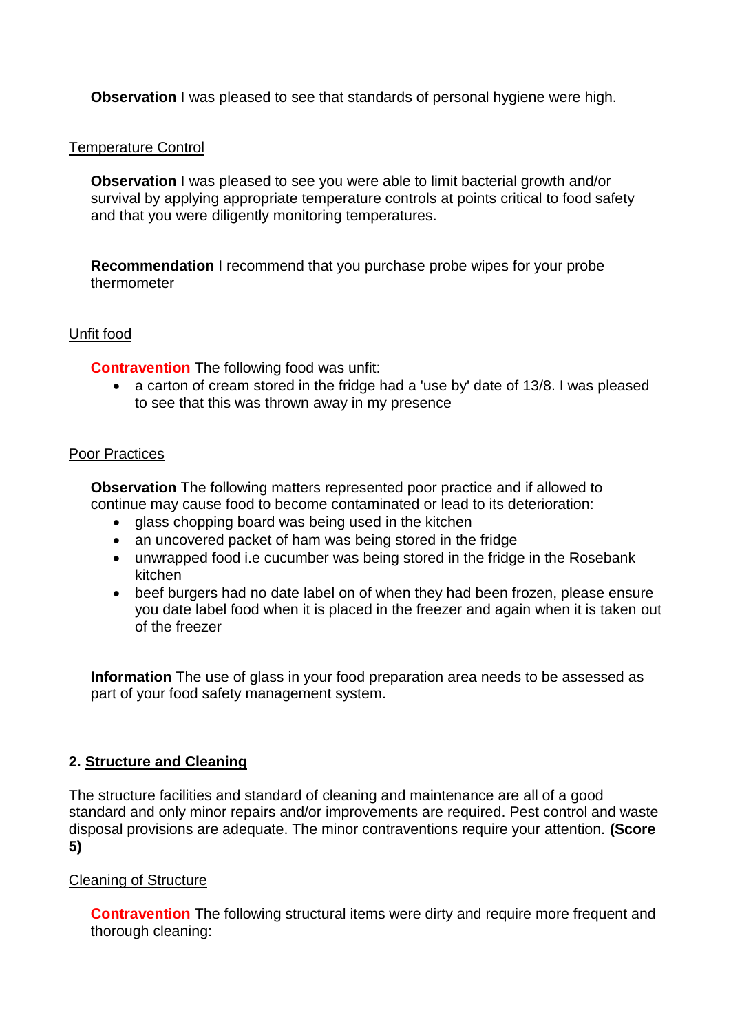**Observation** I was pleased to see that standards of personal hygiene were high.

Temperature Control

**Observation** I was pleased to see you were able to limit bacterial growth and/or survival by applying appropriate temperature controls at points critical to food safety and that you were diligently monitoring temperatures.

**Recommendation** I recommend that you purchase probe wipes for your probe thermometer

Unfit food

**Contravention** The following food was unfit:

- a carton of cream stored in the fridge had a 'use by' date of 13/8. I was pleased to see that this was thrown away in my presence

Poor Practices

**Observation** The following matters represented poor practice and if allowed to continue may cause food to become contaminated or lead to its deterioration:

- glass chopping board was being used in the kitchen
- an uncovered packet of ham was being stored in the fridge
- unwrapped food i.e cucumber was being stored in the fridge in the Rosebank kitchen
- beef burgers had no date label on of when they had been frozen, please ensure you date label food when it is placed in the freezer and again when it is taken out of the freezer

**Information** The use of glass in your food preparation area needs to be assessed as part of your food safety management system.

## 2. Structure and Cleaning

The structure facilities and standard of cleaning and maintenance are all of a good standard and only minor repairs and/or improvements are required. Pest control and waste disposal provisions are adequate. The minor contraventions require your attention. **(Score 5)**

Cleaning of Structure

**Contravention** The following structural items were dirty and require more frequent and thorough cleaning: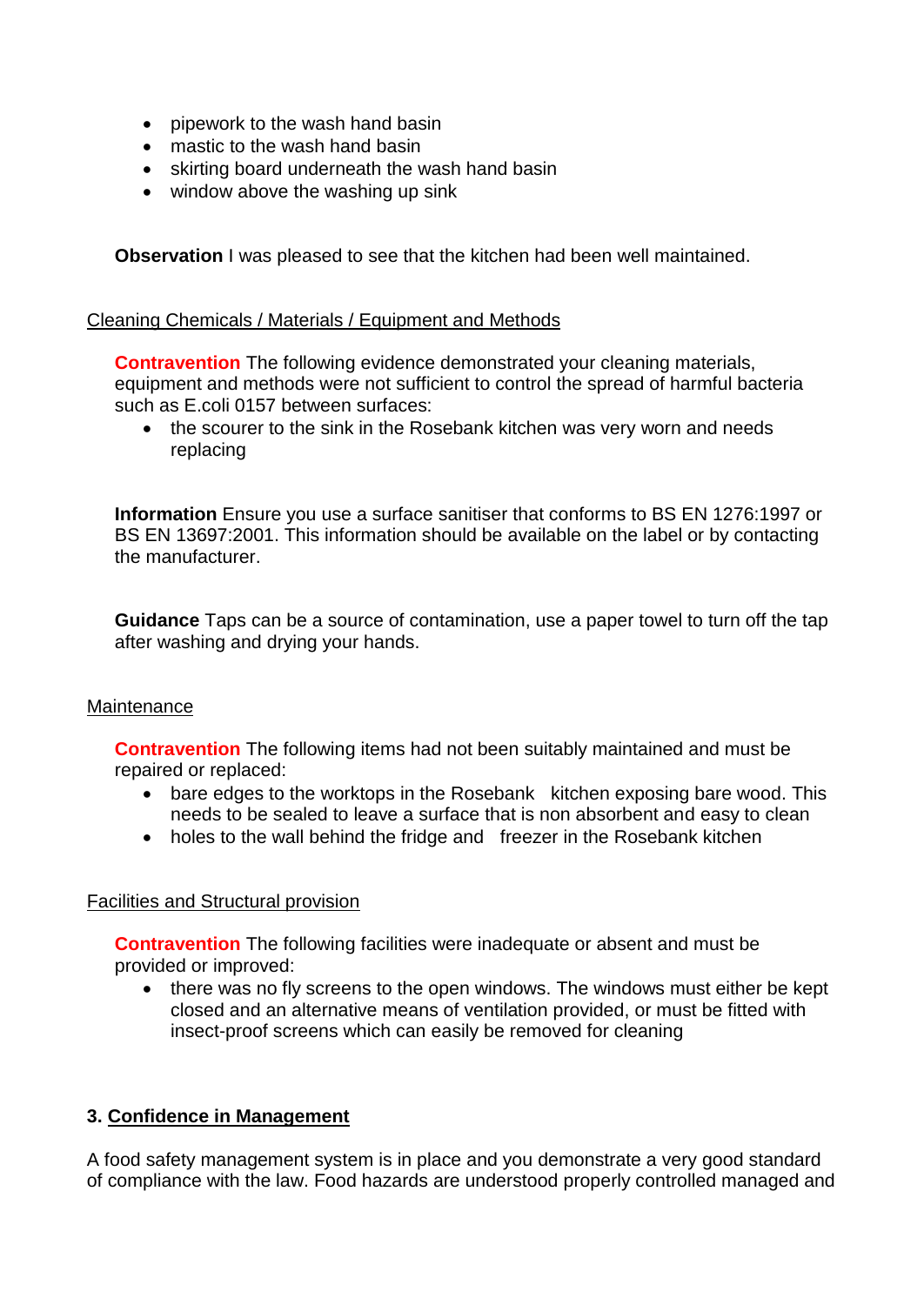- pipework to the wash hand basin
- mastic to the wash hand basin
- skirting board underneath the wash hand basin
- window above the washing up sink

**Observation** I was pleased to see that the kitchen had been well maintained.

Cleaning Chemicals / Materials / Equipment and Methods

**Contravention** The following evidence demonstrated your cleaning materials, equipment and methods were not sufficient to control the spread of harmful bacteria such as E.coli 0157 between surfaces:

- the scourer to the sink in the Rosebank kitchen was very worn and needs replacing

**Information** Ensure you use a surface sanitiser that conforms to BS EN 1276:1997 or BS EN 13697:2001. This information should be available on the label or by contacting the manufacturer.

**Guidance** Taps can be a source of contamination, use a paper towel to turn off the tap after washing and drying your hands.

Maintenance

**Contravention** The following items had not been suitably maintained and must be repaired or replaced:

- bare edges to the worktops in the Rosebank kitchen exposing bare wood. This needs to be sealed to leave a surface that is non absorbent and easy to clean
- holes to the wall behind the fridge and freezer in the Rosebank kitchen

Facilities and Structural provision

**Contravention** The following facilities were inadequate or absent and must be provided or improved:

- there was no fly screens to the open windows. The windows must either be kept closed and an alternative means of ventilation provided, or must be fitted with insect-proof screens which can easily be removed for cleaning

## 3. Confidence in Management

A food safety management system is in place and you demonstrate a very good standard of compliance with the law. Food hazards are understood properly controlled managed and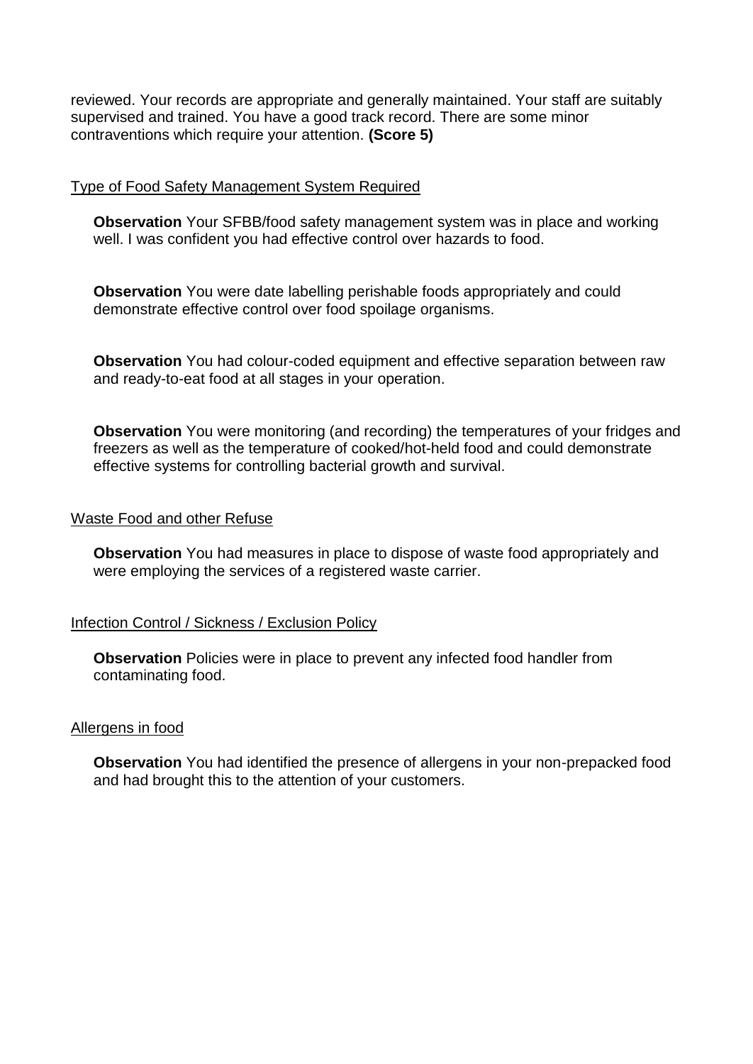reviewed. Your records are appropriate and generally maintained. Your staff are suitably supervised and trained. You have a good track record. There are some minor contraventions which require your attention. **(Score 5)**

Type of Food Safety Management System Required

**Observation** Your SFBB/food safety management system was in place and working well. I was confident you had effective control over hazards to food.

**Observation** You were date labelling perishable foods appropriately and could demonstrate effective control over food spoilage organisms.

**Observation** You had colour-coded equipment and effective separation between raw and ready-to-eat food at all stages in your operation.

**Observation** You were monitoring (and recording) the temperatures of your fridges and freezers as well as the temperature of cooked/hot-held food and could demonstrate effective systems for controlling bacterial growth and survival.

Waste Food and other Refuse

**Observation** You had measures in place to dispose of waste food appropriately and were employing the services of a registered waste carrier.

Infection Control / Sickness / Exclusion Policy

**Observation** Policies were in place to prevent any infected food handler from contaminating food.

Allergens in food

**Observation** You had identified the presence of allergens in your non-prepacked food and had brought this to the attention of your customers.